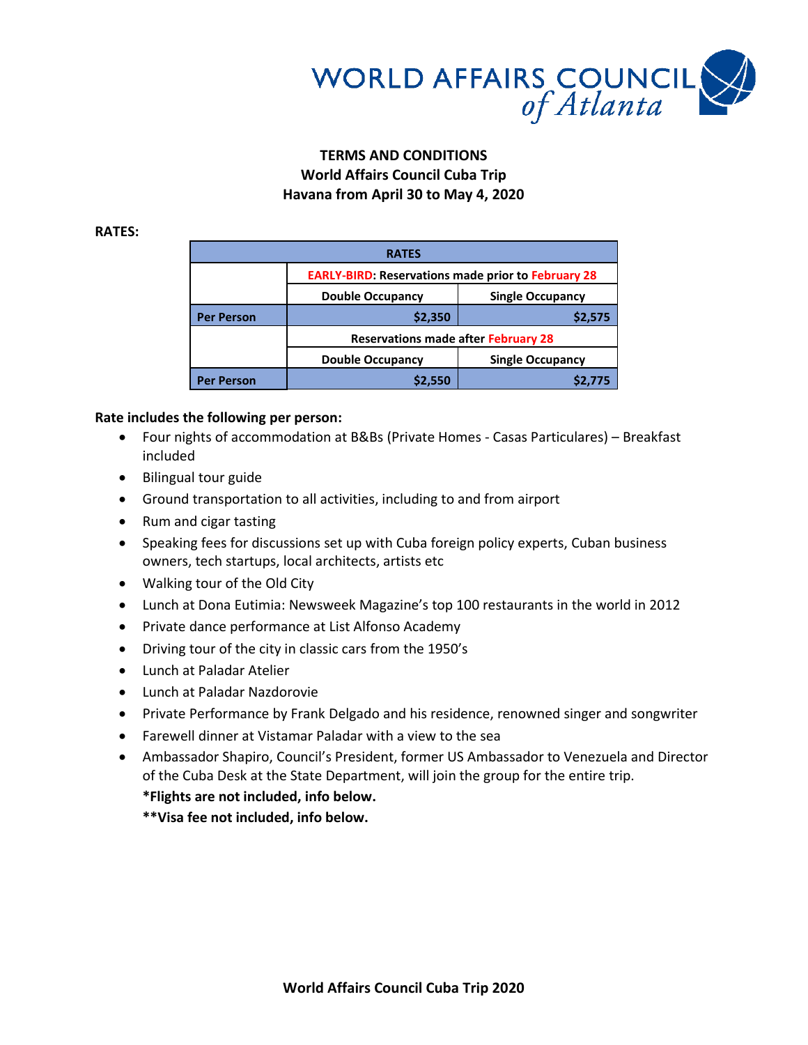WORLD AFFAIRS COUNCIL of Atlanta

# TERMS AND CONDITIONS
## World Affairs Council Cuba Trip
## Havana from April 30 to May 4, 2020

**RATES:**

| RATES | | |
|---|---|---|
| | **EARLY-BIRD: Reservations made prior to February 28** | |
| | **Double Occupancy** | **Single Occupancy** |
| **Per Person** | **$2,350** | **$2,575** |
| | **Reservations made after February 28** | |
| | **Double Occupancy** | **Single Occupancy** |
| **Per Person** | **$2,550** | **$2,775** |

**Rate includes the following per person:**

- Four nights of accommodation at B&Bs (Private Homes - Casas Particulares) – Breakfast included
- Bilingual tour guide
- Ground transportation to all activities, including to and from airport
- Rum and cigar tasting
- Speaking fees for discussions set up with Cuba foreign policy experts, Cuban business owners, tech startups, local architects, artists etc
- Walking tour of the Old City
- Lunch at Dona Eutimia: Newsweek Magazine's top 100 restaurants in the world in 2012
- Private dance performance at List Alfonso Academy
- Driving tour of the city in classic cars from the 1950's
- Lunch at Paladar Atelier
- Lunch at Paladar Nazdorovie
- Private Performance by Frank Delgado and his residence, renowned singer and songwriter
- Farewell dinner at Vistamar Paladar with a view to the sea
- Ambassador Shapiro, Council's President, former US Ambassador to Venezuela and Director of the Cuba Desk at the State Department, will join the group for the entire trip.

  ***Flights are not included, info below.**

  ****Visa fee not included, info below.**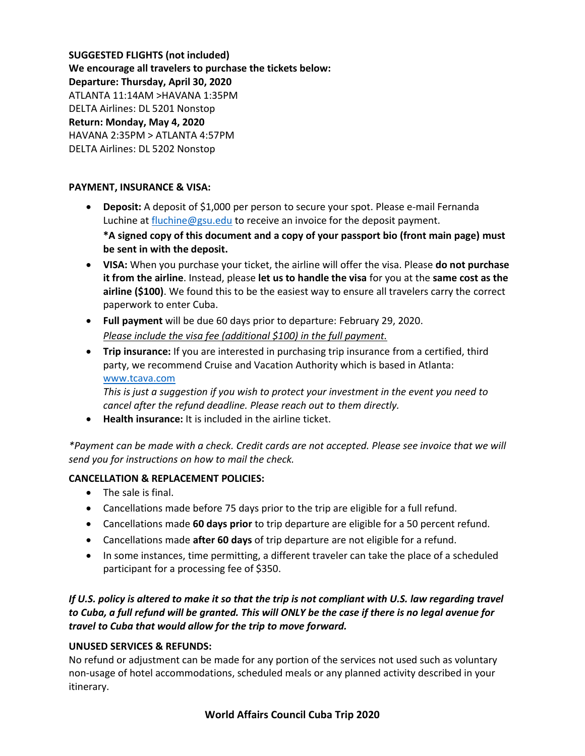**SUGGESTED FLIGHTS (not included)**
**We encourage all travelers to purchase the tickets below:**
**Departure: Thursday, April 30, 2020**
ATLANTA 11:14AM >HAVANA 1:35PM
DELTA Airlines: DL 5201 Nonstop
**Return: Monday, May 4, 2020**
HAVANA 2:35PM > ATLANTA 4:57PM
DELTA Airlines: DL 5202 Nonstop

**PAYMENT, INSURANCE & VISA:**

- **Deposit:** A deposit of $1,000 per person to secure your spot. Please e-mail Fernanda Luchine at fluchine@gsu.edu to receive an invoice for the deposit payment.
  **\*A signed copy of this document and a copy of your passport bio (front main page) must be sent in with the deposit.**
- **VISA:** When you purchase your ticket, the airline will offer the visa. Please **do not purchase it from the airline**. Instead, please **let us to handle the visa** for you at the **same cost as the airline ($100)**. We found this to be the easiest way to ensure all travelers carry the correct paperwork to enter Cuba.
- **Full payment** will be due 60 days prior to departure: February 29, 2020.
  *Please include the visa fee (additional $100) in the full payment.*
- **Trip insurance:** If you are interested in purchasing trip insurance from a certified, third party, we recommend Cruise and Vacation Authority which is based in Atlanta: www.tcava.com
  *This is just a suggestion if you wish to protect your investment in the event you need to cancel after the refund deadline. Please reach out to them directly.*
- **Health insurance:** It is included in the airline ticket.

*\*Payment can be made with a check. Credit cards are not accepted. Please see invoice that we will send you for instructions on how to mail the check.*

**CANCELLATION & REPLACEMENT POLICIES:**

- The sale is final.
- Cancellations made before 75 days prior to the trip are eligible for a full refund.
- Cancellations made **60 days prior** to trip departure are eligible for a 50 percent refund.
- Cancellations made **after 60 days** of trip departure are not eligible for a refund.
- In some instances, time permitting, a different traveler can take the place of a scheduled participant for a processing fee of $350.

***If U.S. policy is altered to make it so that the trip is not compliant with U.S. law regarding travel to Cuba, a full refund will be granted. This will ONLY be the case if there is no legal avenue for travel to Cuba that would allow for the trip to move forward.***

**UNUSED SERVICES & REFUNDS:**
No refund or adjustment can be made for any portion of the services not used such as voluntary non-usage of hotel accommodations, scheduled meals or any planned activity described in your itinerary.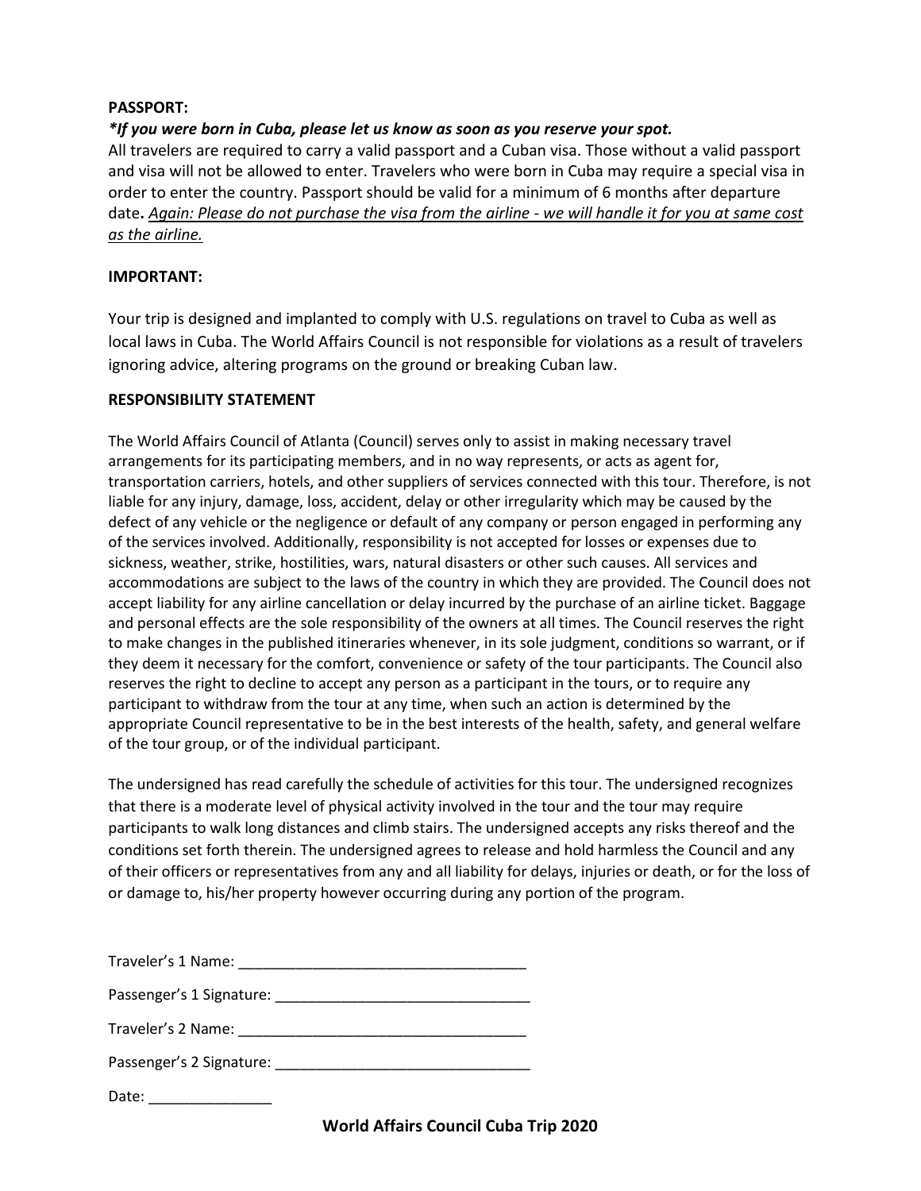**PASSPORT:**

***If you were born in Cuba, please let us know as soon as you reserve your spot.***

All travelers are required to carry a valid passport and a Cuban visa. Those without a valid passport and visa will not be allowed to enter. Travelers who were born in Cuba may require a special visa in order to enter the country. Passport should be valid for a minimum of 6 months after departure date**.** <u>*Again: Please do not purchase the visa from the airline - we will handle it for you at same cost as the airline.*</u>

**IMPORTANT:**

Your trip is designed and implanted to comply with U.S. regulations on travel to Cuba as well as local laws in Cuba. The World Affairs Council is not responsible for violations as a result of travelers ignoring advice, altering programs on the ground or breaking Cuban law.

**RESPONSIBILITY STATEMENT**

The World Affairs Council of Atlanta (Council) serves only to assist in making necessary travel arrangements for its participating members, and in no way represents, or acts as agent for, transportation carriers, hotels, and other suppliers of services connected with this tour. Therefore, is not liable for any injury, damage, loss, accident, delay or other irregularity which may be caused by the defect of any vehicle or the negligence or default of any company or person engaged in performing any of the services involved. Additionally, responsibility is not accepted for losses or expenses due to sickness, weather, strike, hostilities, wars, natural disasters or other such causes. All services and accommodations are subject to the laws of the country in which they are provided. The Council does not accept liability for any airline cancellation or delay incurred by the purchase of an airline ticket. Baggage and personal effects are the sole responsibility of the owners at all times. The Council reserves the right to make changes in the published itineraries whenever, in its sole judgment, conditions so warrant, or if they deem it necessary for the comfort, convenience or safety of the tour participants. The Council also reserves the right to decline to accept any person as a participant in the tours, or to require any participant to withdraw from the tour at any time, when such an action is determined by the appropriate Council representative to be in the best interests of the health, safety, and general welfare of the tour group, or of the individual participant.

The undersigned has read carefully the schedule of activities for this tour. The undersigned recognizes that there is a moderate level of physical activity involved in the tour and the tour may require participants to walk long distances and climb stairs. The undersigned accepts any risks thereof and the conditions set forth therein. The undersigned agrees to release and hold harmless the Council and any of their officers or representatives from any and all liability for delays, injuries or death, or for the loss of or damage to, his/her property however occurring during any portion of the program.

Traveler's 1 Name: ___________________________________

Passenger's 1 Signature: _______________________________

Traveler's 2 Name: ___________________________________

Passenger's 2 Signature: _______________________________

Date: _______________

**World Affairs Council Cuba Trip 2020**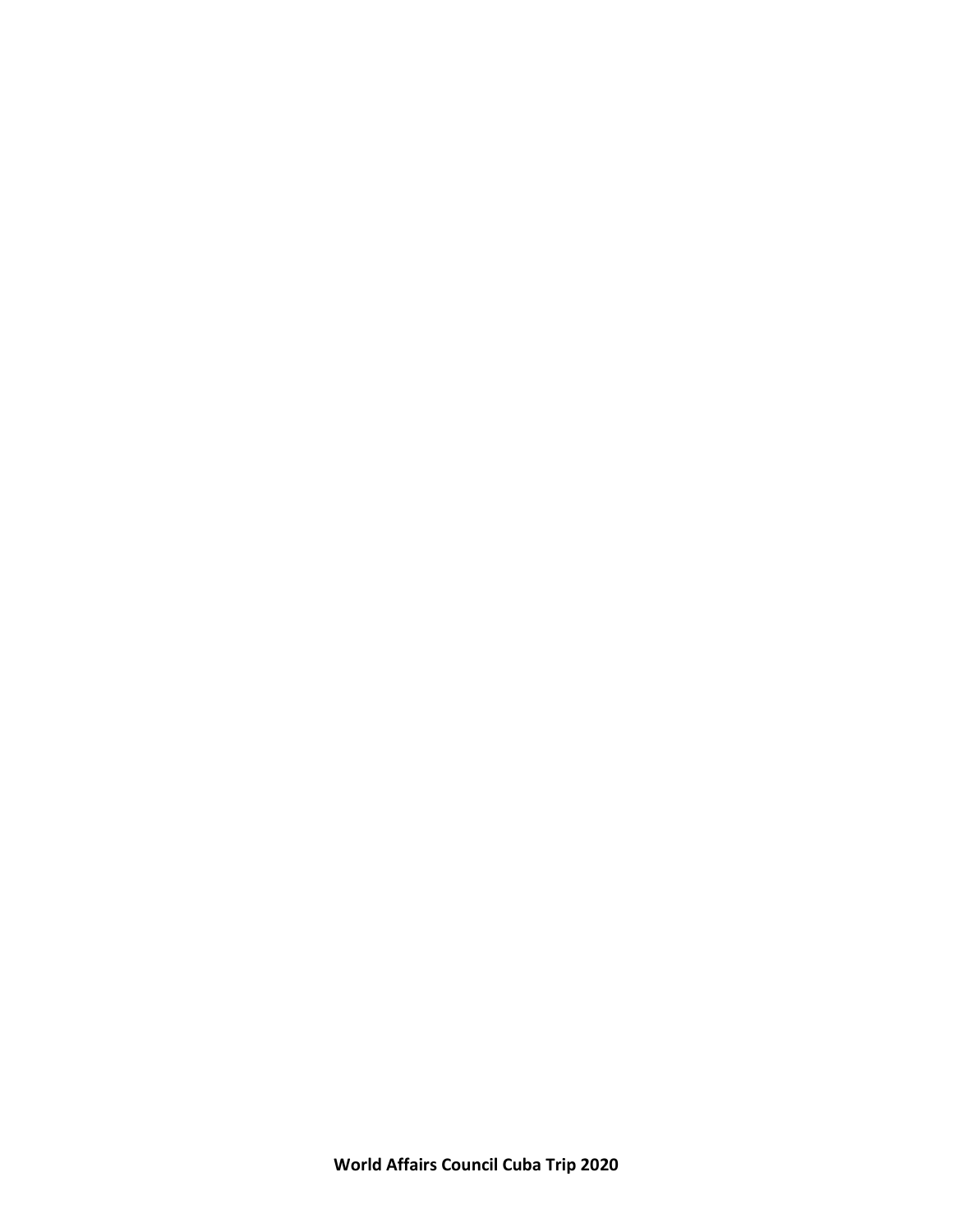**World Affairs Council Cuba Trip 2020**